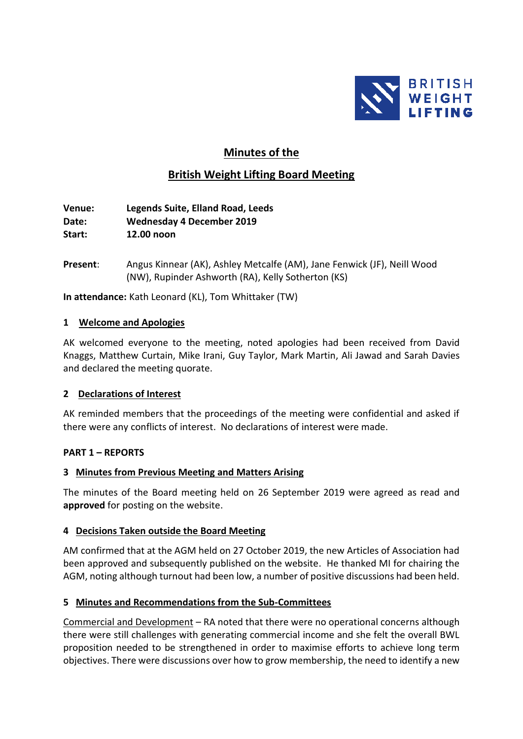# Minutes of the

## British Weight Lifting Board Meeting

**Venue:** **Legends Suite, Elland Road, Leeds**
**Date:** **Wednesday 4 December 2019**
**Start:** **12.00 noon**

**Present**: Angus Kinnear (AK), Ashley Metcalfe (AM), Jane Fenwick (JF), Neill Wood (NW), Rupinder Ashworth (RA), Kelly Sotherton (KS)

**In attendance:** Kath Leonard (KL), Tom Whittaker (TW)

### 1 Welcome and Apologies

AK welcomed everyone to the meeting, noted apologies had been received from David Knaggs, Matthew Curtain, Mike Irani, Guy Taylor, Mark Martin, Ali Jawad and Sarah Davies and declared the meeting quorate.

### 2 Declarations of Interest

AK reminded members that the proceedings of the meeting were confidential and asked if there were any conflicts of interest. No declarations of interest were made.

**PART 1 – REPORTS**

### 3 Minutes from Previous Meeting and Matters Arising

The minutes of the Board meeting held on 26 September 2019 were agreed as read and **approved** for posting on the website.

### 4 Decisions Taken outside the Board Meeting

AM confirmed that at the AGM held on 27 October 2019, the new Articles of Association had been approved and subsequently published on the website. He thanked MI for chairing the AGM, noting although turnout had been low, a number of positive discussions had been held.

### 5 Minutes and Recommendations from the Sub-Committees

Commercial and Development – RA noted that there were no operational concerns although there were still challenges with generating commercial income and she felt the overall BWL proposition needed to be strengthened in order to maximise efforts to achieve long term objectives. There were discussions over how to grow membership, the need to identify a new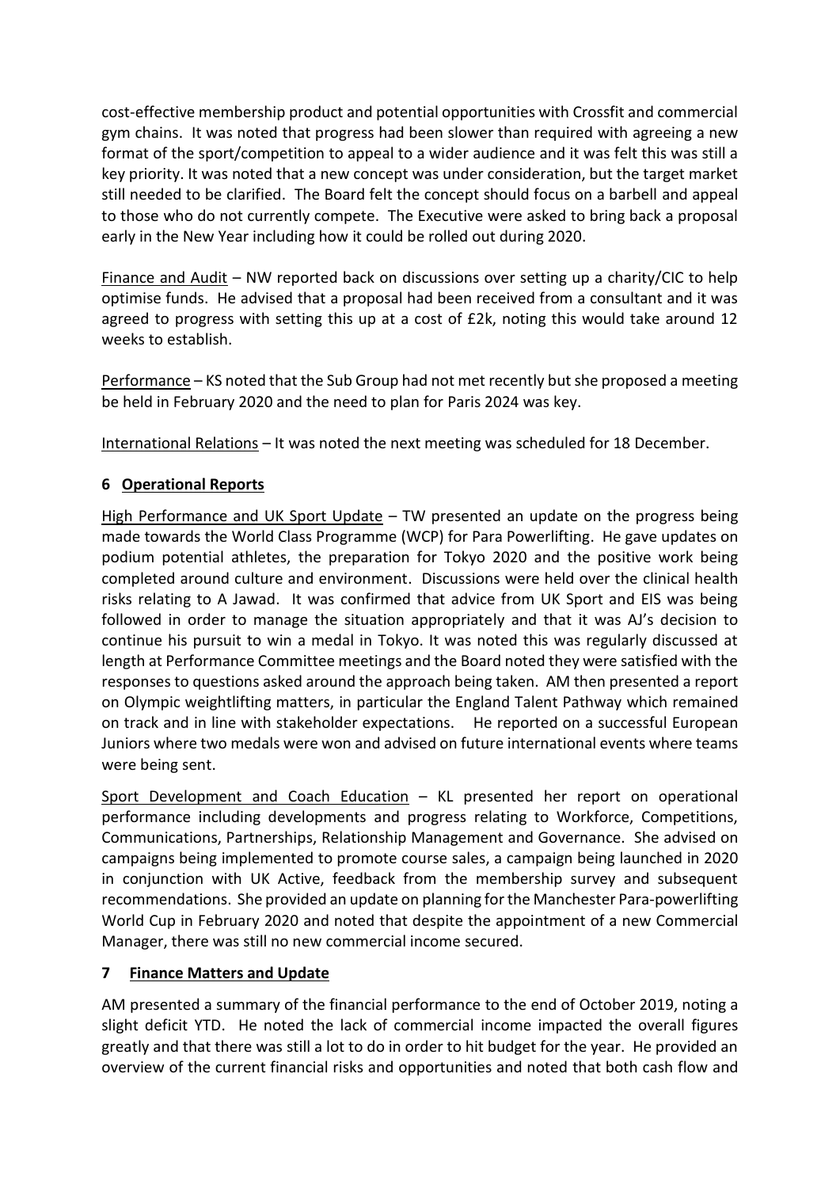cost-effective membership product and potential opportunities with Crossfit and commercial gym chains. It was noted that progress had been slower than required with agreeing a new format of the sport/competition to appeal to a wider audience and it was felt this was still a key priority. It was noted that a new concept was under consideration, but the target market still needed to be clarified. The Board felt the concept should focus on a barbell and appeal to those who do not currently compete. The Executive were asked to bring back a proposal early in the New Year including how it could be rolled out during 2020.

Finance and Audit – NW reported back on discussions over setting up a charity/CIC to help optimise funds. He advised that a proposal had been received from a consultant and it was agreed to progress with setting this up at a cost of £2k, noting this would take around 12 weeks to establish.

Performance – KS noted that the Sub Group had not met recently but she proposed a meeting be held in February 2020 and the need to plan for Paris 2024 was key.

International Relations – It was noted the next meeting was scheduled for 18 December.

## 6 Operational Reports

High Performance and UK Sport Update – TW presented an update on the progress being made towards the World Class Programme (WCP) for Para Powerlifting. He gave updates on podium potential athletes, the preparation for Tokyo 2020 and the positive work being completed around culture and environment. Discussions were held over the clinical health risks relating to A Jawad. It was confirmed that advice from UK Sport and EIS was being followed in order to manage the situation appropriately and that it was AJ's decision to continue his pursuit to win a medal in Tokyo. It was noted this was regularly discussed at length at Performance Committee meetings and the Board noted they were satisfied with the responses to questions asked around the approach being taken. AM then presented a report on Olympic weightlifting matters, in particular the England Talent Pathway which remained on track and in line with stakeholder expectations. He reported on a successful European Juniors where two medals were won and advised on future international events where teams were being sent.

Sport Development and Coach Education – KL presented her report on operational performance including developments and progress relating to Workforce, Competitions, Communications, Partnerships, Relationship Management and Governance. She advised on campaigns being implemented to promote course sales, a campaign being launched in 2020 in conjunction with UK Active, feedback from the membership survey and subsequent recommendations. She provided an update on planning for the Manchester Para-powerlifting World Cup in February 2020 and noted that despite the appointment of a new Commercial Manager, there was still no new commercial income secured.

## 7 Finance Matters and Update

AM presented a summary of the financial performance to the end of October 2019, noting a slight deficit YTD. He noted the lack of commercial income impacted the overall figures greatly and that there was still a lot to do in order to hit budget for the year. He provided an overview of the current financial risks and opportunities and noted that both cash flow and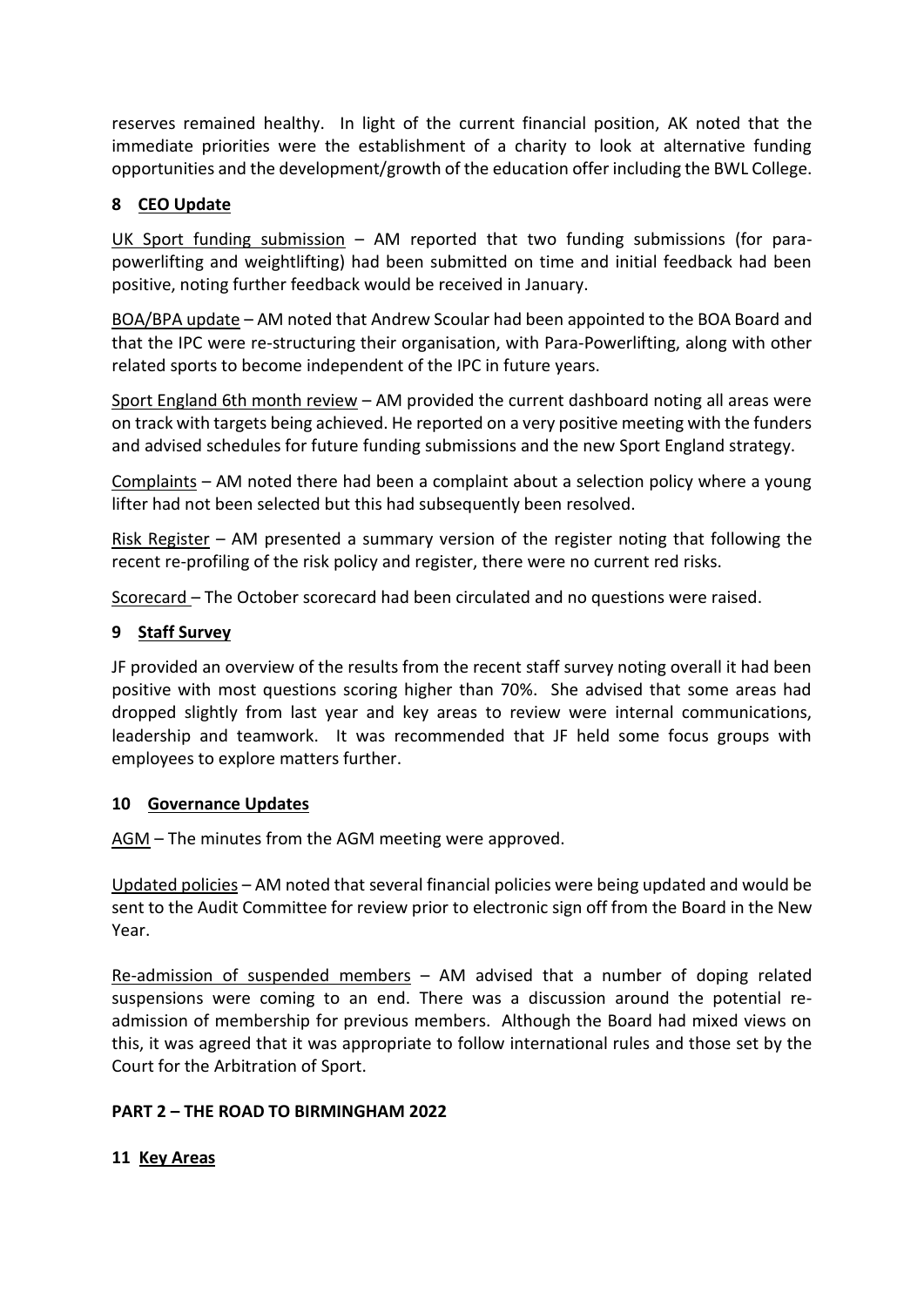reserves remained healthy. In light of the current financial position, AK noted that the immediate priorities were the establishment of a charity to look at alternative funding opportunities and the development/growth of the education offer including the BWL College.

## 8 CEO Update

UK Sport funding submission – AM reported that two funding submissions (for para-powerlifting and weightlifting) had been submitted on time and initial feedback had been positive, noting further feedback would be received in January.

BOA/BPA update – AM noted that Andrew Scoular had been appointed to the BOA Board and that the IPC were re-structuring their organisation, with Para-Powerlifting, along with other related sports to become independent of the IPC in future years.

Sport England 6th month review – AM provided the current dashboard noting all areas were on track with targets being achieved. He reported on a very positive meeting with the funders and advised schedules for future funding submissions and the new Sport England strategy.

Complaints – AM noted there had been a complaint about a selection policy where a young lifter had not been selected but this had subsequently been resolved.

Risk Register – AM presented a summary version of the register noting that following the recent re-profiling of the risk policy and register, there were no current red risks.

Scorecard – The October scorecard had been circulated and no questions were raised.

## 9 Staff Survey

JF provided an overview of the results from the recent staff survey noting overall it had been positive with most questions scoring higher than 70%. She advised that some areas had dropped slightly from last year and key areas to review were internal communications, leadership and teamwork. It was recommended that JF held some focus groups with employees to explore matters further.

## 10 Governance Updates

AGM – The minutes from the AGM meeting were approved.

Updated policies – AM noted that several financial policies were being updated and would be sent to the Audit Committee for review prior to electronic sign off from the Board in the New Year.

Re-admission of suspended members – AM advised that a number of doping related suspensions were coming to an end. There was a discussion around the potential re-admission of membership for previous members. Although the Board had mixed views on this, it was agreed that it was appropriate to follow international rules and those set by the Court for the Arbitration of Sport.

# PART 2 – THE ROAD TO BIRMINGHAM 2022

## 11 Key Areas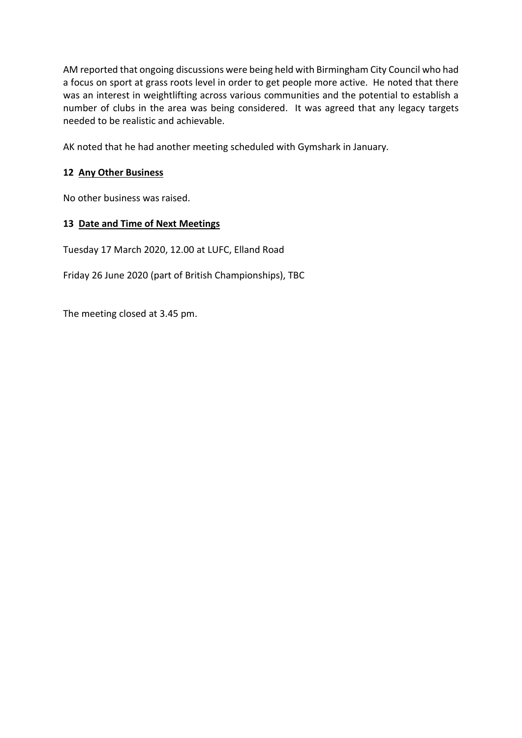AM reported that ongoing discussions were being held with Birmingham City Council who had a focus on sport at grass roots level in order to get people more active. He noted that there was an interest in weightlifting across various communities and the potential to establish a number of clubs in the area was being considered. It was agreed that any legacy targets needed to be realistic and achievable.

AK noted that he had another meeting scheduled with Gymshark in January.

## 12 Any Other Business

No other business was raised.

## 13 Date and Time of Next Meetings

Tuesday 17 March 2020, 12.00 at LUFC, Elland Road

Friday 26 June 2020 (part of British Championships), TBC

The meeting closed at 3.45 pm.